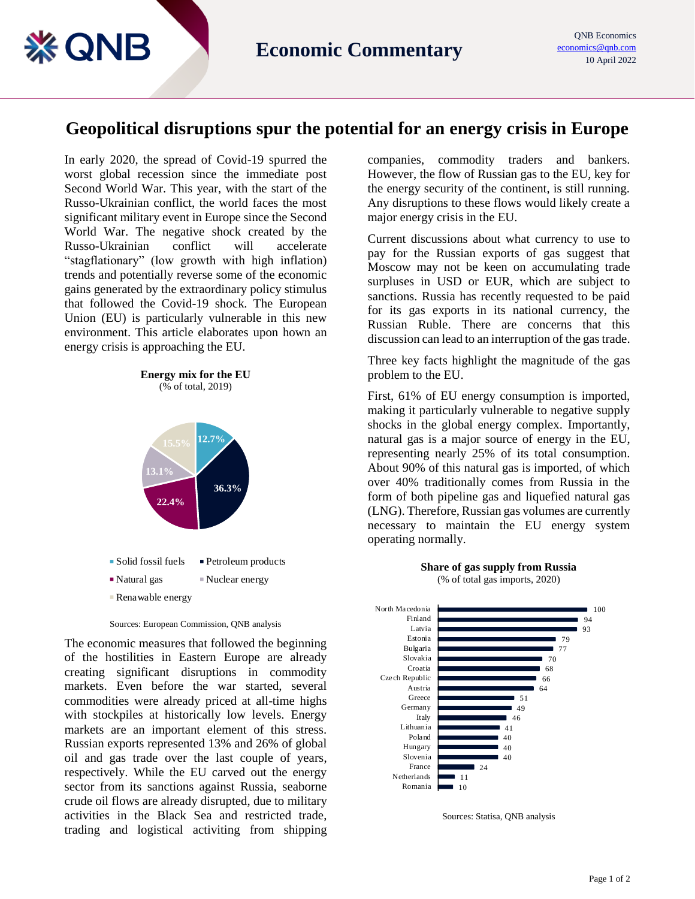# Geopolitical disruptions spur the potential for an energy crisis in Europe

In early 2020, the spread of Covid-19 spurred the worst global recession since the immediate post Second World War. This year, with the start of the Russo-Ukrainian conflict, the world faces the most significant military event in Europe since the Second World War. The negative shock created by the Russo-Ukrainian conflict will accelerate "stagflationary" (low growth with high inflation) trends and potentially reverse some of the economic gains generated by the extraordinary policy stimulus that followed the Covid-19 shock. The European Union (EU) is particularly vulnerable in this new environment. This article elaborates upon hown an energy crisis is approaching the EU.

**Energy mix for the EU**
(% of total, 2019)

| Source | Share |
|---|---|
| Solid fossil fuels | 12.7% |
| Petroleum products | 36.3% |
| Natural gas | 22.4% |
| Nuclear energy | 13.1% |
| Renawable energy | 15.5% |

Sources: European Commission, QNB analysis

The economic measures that followed the beginning of the hostilities in Eastern Europe are already creating significant disruptions in commodity markets. Even before the war started, several commodities were already priced at all-time highs with stockpiles at historically low levels. Energy markets are an important element of this stress. Russian exports represented 13% and 26% of global oil and gas trade over the last couple of years, respectively. While the EU carved out the energy sector from its sanctions against Russia, seaborne crude oil flows are already disrupted, due to military activities in the Black Sea and restricted trade, trading and logistical activiting from shipping companies, commodity traders and bankers. However, the flow of Russian gas to the EU, key for the energy security of the continent, is still running. Any disruptions to these flows would likely create a major energy crisis in the EU.

Current discussions about what currency to use to pay for the Russian exports of gas suggest that Moscow may not be keen on accumulating trade surpluses in USD or EUR, which are subject to sanctions. Russia has recently requested to be paid for its gas exports in its national currency, the Russian Ruble. There are concerns that this discussion can lead to an interruption of the gas trade.

Three key facts highlight the magnitude of the gas problem to the EU.

First, 61% of EU energy consumption is imported, making it particularly vulnerable to negative supply shocks in the global energy complex. Importantly, natural gas is a major source of energy in the EU, representing nearly 25% of its total consumption. About 90% of this natural gas is imported, of which over 40% traditionally comes from Russia in the form of both pipeline gas and liquefied natural gas (LNG). Therefore, Russian gas volumes are currently necessary to maintain the EU energy system operating normally.

**Share of gas supply from Russia**
(% of total gas imports, 2020)

| Country | Share |
|---|---|
| North Macedonia | 100 |
| Finland | 94 |
| Latvia | 93 |
| Estonia | 79 |
| Bulgaria | 77 |
| Slovakia | 70 |
| Croatia | 68 |
| Czech Republic | 66 |
| Austria | 64 |
| Greece | 51 |
| Germany | 49 |
| Italy | 46 |
| Lithuania | 41 |
| Poland | 40 |
| Hungary | 40 |
| Slovenia | 40 |
| France | 24 |
| Netherlands | 11 |
| Romania | 10 |

Sources: Statisa, QNB analysis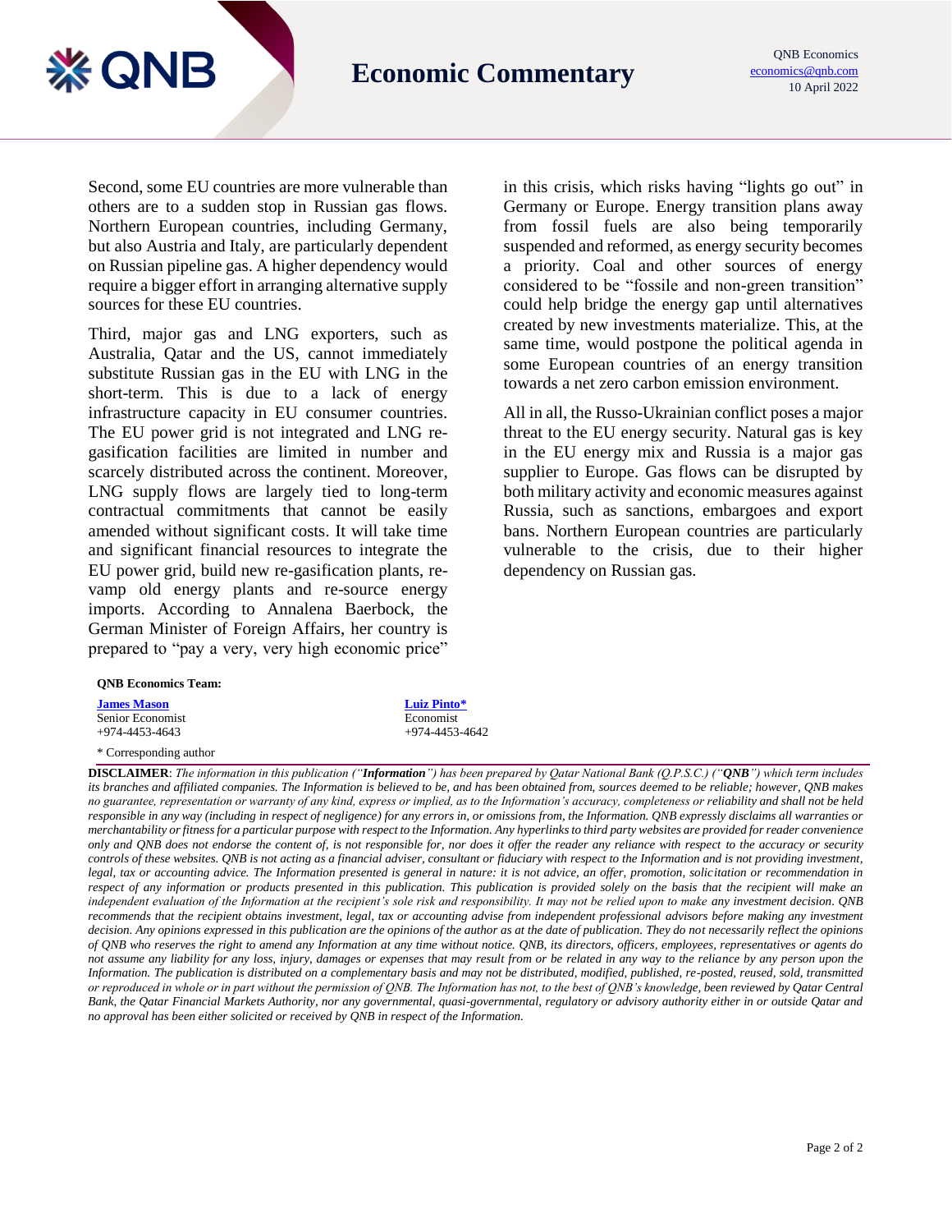Second, some EU countries are more vulnerable than others are to a sudden stop in Russian gas flows. Northern European countries, including Germany, but also Austria and Italy, are particularly dependent on Russian pipeline gas. A higher dependency would require a bigger effort in arranging alternative supply sources for these EU countries.

Third, major gas and LNG exporters, such as Australia, Qatar and the US, cannot immediately substitute Russian gas in the EU with LNG in the short-term. This is due to a lack of energy infrastructure capacity in EU consumer countries. The EU power grid is not integrated and LNG re-gasification facilities are limited in number and scarcely distributed across the continent. Moreover, LNG supply flows are largely tied to long-term contractual commitments that cannot be easily amended without significant costs. It will take time and significant financial resources to integrate the EU power grid, build new re-gasification plants, re-vamp old energy plants and re-source energy imports. According to Annalena Baerbock, the German Minister of Foreign Affairs, her country is prepared to "pay a very, very high economic price" in this crisis, which risks having "lights go out" in Germany or Europe. Energy transition plans away from fossil fuels are also being temporarily suspended and reformed, as energy security becomes a priority. Coal and other sources of energy considered to be "fossile and non-green transition" could help bridge the energy gap until alternatives created by new investments materialize. This, at the same time, would postpone the political agenda in some European countries of an energy transition towards a net zero carbon emission environment.

All in all, the Russo-Ukrainian conflict poses a major threat to the EU energy security. Natural gas is key in the EU energy mix and Russia is a major gas supplier to Europe. Gas flows can be disrupted by both military activity and economic measures against Russia, such as sanctions, embargoes and export bans. Northern European countries are particularly vulnerable to the crisis, due to their higher dependency on Russian gas.

**QNB Economics Team:**

**James Mason**
Senior Economist
+974-4453-4643

**Luiz Pinto***
Economist
+974-4453-4642

\* Corresponding author

**DISCLAIMER**: *The information in this publication ("**Information**") has been prepared by Qatar National Bank (Q.P.S.C.) ("**QNB**") which term includes its branches and affiliated companies. The Information is believed to be, and has been obtained from, sources deemed to be reliable; however, QNB makes no guarantee, representation or warranty of any kind, express or implied, as to the Information's accuracy, completeness or reliability and shall not be held responsible in any way (including in respect of negligence) for any errors in, or omissions from, the Information. QNB expressly disclaims all warranties or merchantability or fitness for a particular purpose with respect to the Information. Any hyperlinks to third party websites are provided for reader convenience only and QNB does not endorse the content of, is not responsible for, nor does it offer the reader any reliance with respect to the accuracy or security controls of these websites. QNB is not acting as a financial adviser, consultant or fiduciary with respect to the Information and is not providing investment, legal, tax or accounting advice. The Information presented is general in nature: it is not advice, an offer, promotion, solicitation or recommendation in respect of any information or products presented in this publication. This publication is provided solely on the basis that the recipient will make an independent evaluation of the Information at the recipient's sole risk and responsibility. It may not be relied upon to make any investment decision. QNB recommends that the recipient obtains investment, legal, tax or accounting advise from independent professional advisors before making any investment decision. Any opinions expressed in this publication are the opinions of the author as at the date of publication. They do not necessarily reflect the opinions of QNB who reserves the right to amend any Information at any time without notice. QNB, its directors, officers, employees, representatives or agents do not assume any liability for any loss, injury, damages or expenses that may result from or be related in any way to the reliance by any person upon the Information. The publication is distributed on a complementary basis and may not be distributed, modified, published, re-posted, reused, sold, transmitted or reproduced in whole or in part without the permission of QNB. The Information has not, to the best of QNB's knowledge, been reviewed by Qatar Central Bank, the Qatar Financial Markets Authority, nor any governmental, quasi-governmental, regulatory or advisory authority either in or outside Qatar and no approval has been either solicited or received by QNB in respect of the Information.*